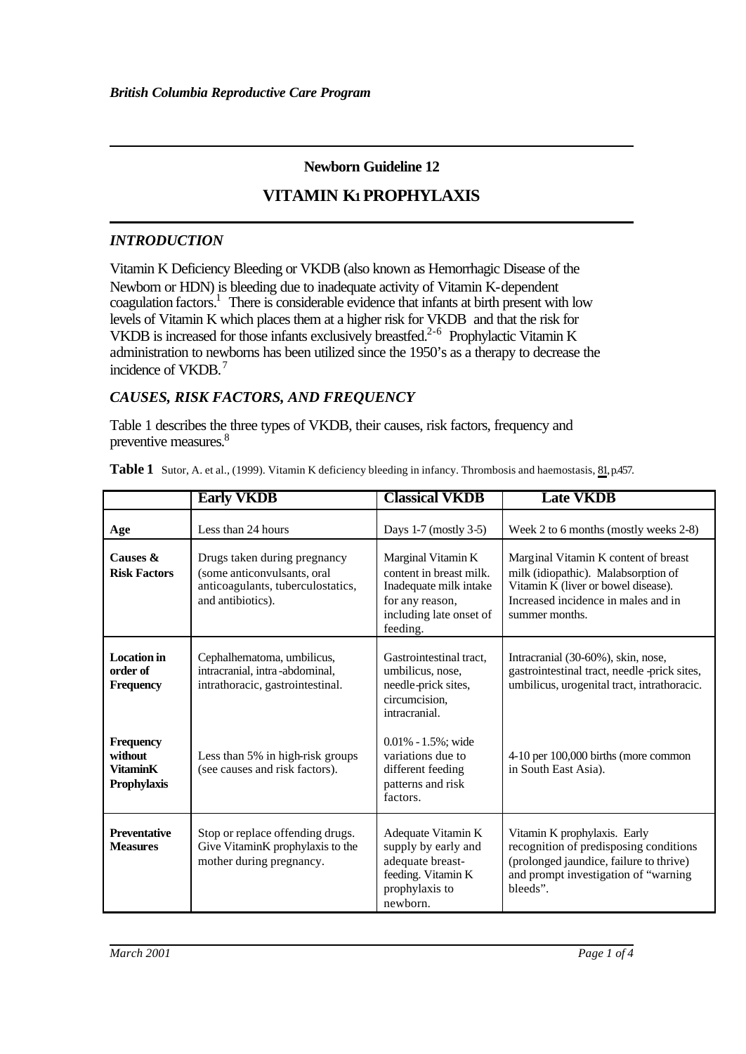*British Columbia Reproductive Care Program*

## Newborn Guideline 12

# VITAMIN K1 PROPHYLAXIS

### *INTRODUCTION*

Vitamin K Deficiency Bleeding or VKDB (also known as Hemorrhagic Disease of the Newborn or HDN) is bleeding due to inadequate activity of Vitamin K-dependent coagulation factors.[1] There is considerable evidence that infants at birth present with low levels of Vitamin K which places them at a higher risk for VKDB and that the risk for VKDB is increased for those infants exclusively breastfed.[2-6] Prophylactic Vitamin K administration to newborns has been utilized since the 1950's as a therapy to decrease the incidence of VKDB.[7]

### *CAUSES, RISK FACTORS, AND FREQUENCY*

Table 1 describes the three types of VKDB, their causes, risk factors, frequency and preventive measures.[8]

**Table 1** Sutor, A. et al., (1999). Vitamin K deficiency bleeding in infancy. Thrombosis and haemostasis, 81, p.457.

| | Early VKDB | Classical VKDB | Late VKDB |
|---|---|---|---|
| **Age** | Less than 24 hours | Days 1-7 (mostly 3-5) | Week 2 to 6 months (mostly weeks 2-8) |
| **Causes & Risk Factors** | Drugs taken during pregnancy (some anticonvulsants, oral anticoagulants, tuberculostatics, and antibiotics). | Marginal Vitamin K content in breast milk. Inadequate milk intake for any reason, including late onset of feeding. | Marginal Vitamin K content of breast milk (idiopathic). Malabsorption of Vitamin K (liver or bowel disease). Increased incidence in males and in summer months. |
| **Location in order of Frequency** | Cephalhematoma, umbilicus, intracranial, intra-abdominal, intrathoracic, gastrointestinal. | Gastrointestinal tract, umbilicus, nose, needle-prick sites, circumcision, intracranial. | Intracranial (30-60%), skin, nose, gastrointestinal tract, needle-prick sites, umbilicus, urogenital tract, intrathoracic. |
| **Frequency without Vitamin K Prophylaxis** | Less than 5% in high-risk groups (see causes and risk factors). | 0.01% - 1.5%; wide variations due to different feeding patterns and risk factors. | 4-10 per 100,000 births (more common in South East Asia). |
| **Preventative Measures** | Stop or replace offending drugs. Give Vitamin K prophylaxis to the mother during pregnancy. | Adequate Vitamin K supply by early and adequate breast-feeding. Vitamin K prophylaxis to newborn. | Vitamin K prophylaxis. Early recognition of predisposing conditions (prolonged jaundice, failure to thrive) and prompt investigation of "warning bleeds". |

*March 2001*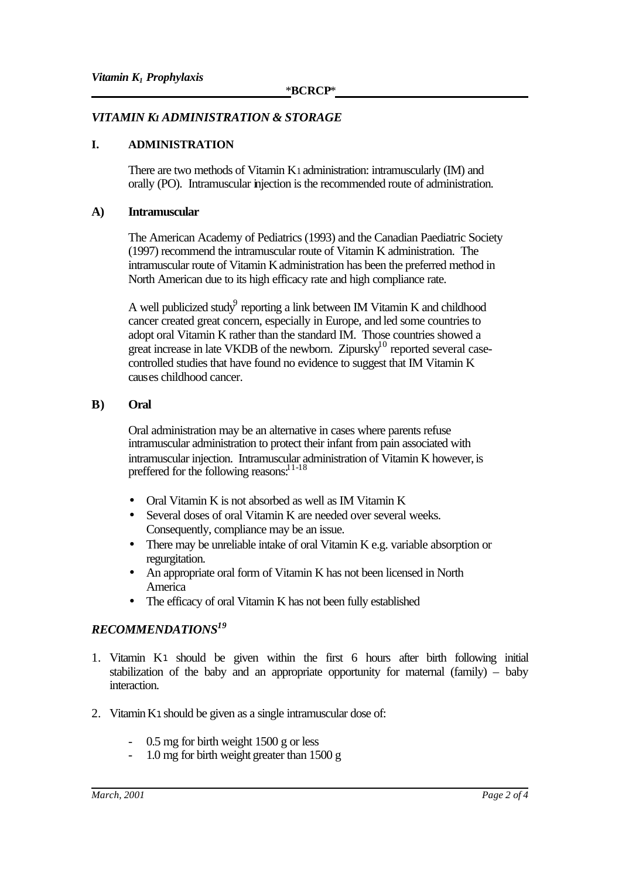## *VITAMIN K1 ADMINISTRATION & STORAGE*

### I. ADMINISTRATION

There are two methods of Vitamin $K_1$ administration: intramuscularly (IM) and orally (PO). Intramuscular injection is the recommended route of administration.

### A) Intramuscular

The American Academy of Pediatrics (1993) and the Canadian Paediatric Society (1997) recommend the intramuscular route of Vitamin K administration. The intramuscular route of Vitamin K administration has been the preferred method in North American due to its high efficacy rate and high compliance rate.

A well publicized study[9] reporting a link between IM Vitamin K and childhood cancer created great concern, especially in Europe, and led some countries to adopt oral Vitamin K rather than the standard IM. Those countries showed a great increase in late VKDB of the newborn. Zipursky[10] reported several case-controlled studies that have found no evidence to suggest that IM Vitamin K causes childhood cancer.

### B) Oral

Oral administration may be an alternative in cases where parents refuse intramuscular administration to protect their infant from pain associated with intramuscular injection. Intramuscular administration of Vitamin K however, is preffered for the following reasons:[11-18]

- Oral Vitamin K is not absorbed as well as IM Vitamin K
- Several doses of oral Vitamin K are needed over several weeks. Consequently, compliance may be an issue.
- There may be unreliable intake of oral Vitamin K e.g. variable absorption or regurgitation.
- An appropriate oral form of Vitamin K has not been licensed in North America
- The efficacy of oral Vitamin K has not been fully established

## *RECOMMENDATIONS*[19]

1. Vitamin $K_1$ should be given within the first 6 hours after birth following initial stabilization of the baby and an appropriate opportunity for maternal (family) – baby interaction.

2. Vitamin $K_1$ should be given as a single intramuscular dose of:

    - 0.5 mg for birth weight 1500 g or less
    - 1.0 mg for birth weight greater than 1500 g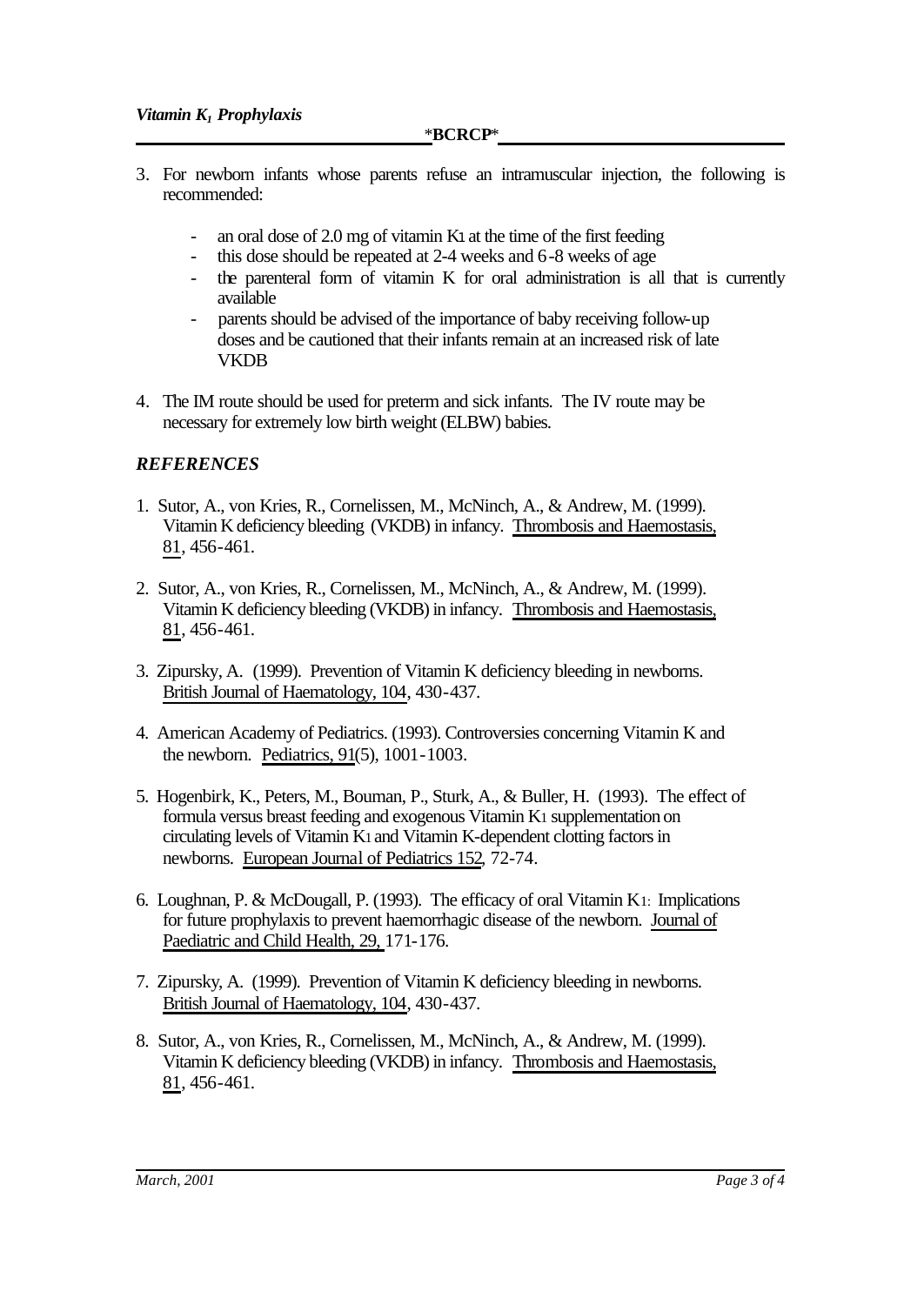3. For newborn infants whose parents refuse an intramuscular injection, the following is recommended:

   - an oral dose of 2.0 mg of vitamin $K_1$ at the time of the first feeding
   - this dose should be repeated at 2-4 weeks and 6-8 weeks of age
   - the parenteral form of vitamin K for oral administration is all that is currently available
   - parents should be advised of the importance of baby receiving follow-up doses and be cautioned that their infants remain at an increased risk of late VKDB

4. The IM route should be used for preterm and sick infants. The IV route may be necessary for extremely low birth weight (ELBW) babies.

## *REFERENCES*

1. Sutor, A., von Kries, R., Cornelissen, M., McNinch, A., & Andrew, M. (1999). Vitamin K deficiency bleeding (VKDB) in infancy. Thrombosis and Haemostasis, 81, 456-461.

2. Sutor, A., von Kries, R., Cornelissen, M., McNinch, A., & Andrew, M. (1999). Vitamin K deficiency bleeding (VKDB) in infancy. Thrombosis and Haemostasis, 81, 456-461.

3. Zipursky, A. (1999). Prevention of Vitamin K deficiency bleeding in newborns. British Journal of Haematology, 104, 430-437.

4. American Academy of Pediatrics. (1993). Controversies concerning Vitamin K and the newborn. Pediatrics, 91(5), 1001-1003.

5. Hogenbirk, K., Peters, M., Bouman, P., Sturk, A., & Buller, H. (1993). The effect of formula versus breast feeding and exogenous Vitamin $K_1$ supplementation on circulating levels of Vitamin $K_1$ and Vitamin K-dependent clotting factors in newborns. European Journal of Pediatrics 152, 72-74.

6. Loughnan, P. & McDougall, P. (1993). The efficacy of oral Vitamin $K_1$: Implications for future prophylaxis to prevent haemorrhagic disease of the newborn. Journal of Paediatric and Child Health, 29, 171-176.

7. Zipursky, A. (1999). Prevention of Vitamin K deficiency bleeding in newborns. British Journal of Haematology, 104, 430-437.

8. Sutor, A., von Kries, R., Cornelissen, M., McNinch, A., & Andrew, M. (1999). Vitamin K deficiency bleeding (VKDB) in infancy. Thrombosis and Haemostasis, 81, 456-461.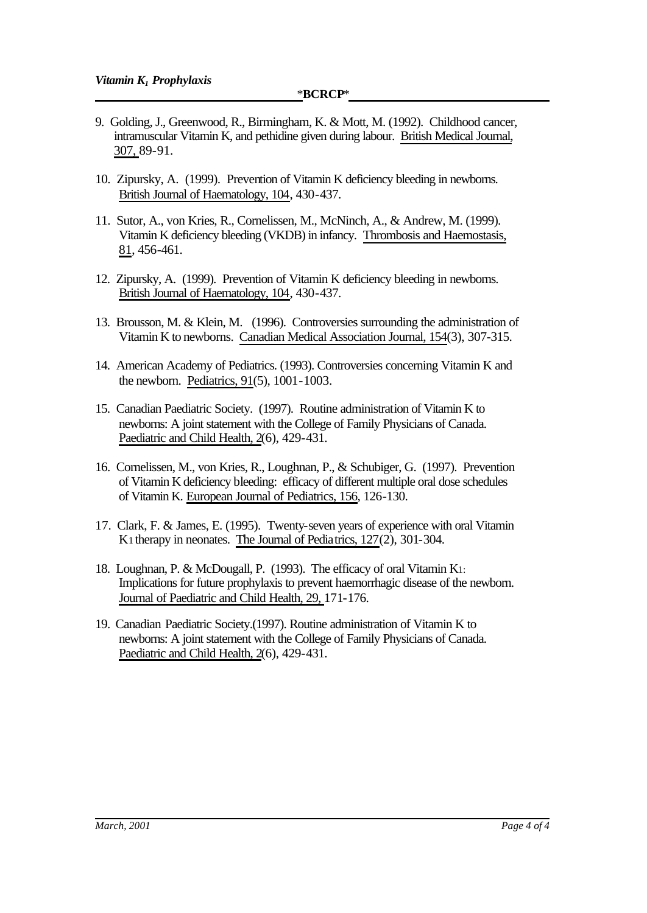9. Golding, J., Greenwood, R., Birmingham, K. & Mott, M. (1992). Childhood cancer, intramuscular Vitamin K, and pethidine given during labour. British Medical Journal, 307, 89-91.

10. Zipursky, A. (1999). Prevention of Vitamin K deficiency bleeding in newborns. British Journal of Haematology, 104, 430-437.

11. Sutor, A., von Kries, R., Cornelissen, M., McNinch, A., & Andrew, M. (1999). Vitamin K deficiency bleeding (VKDB) in infancy. Thrombosis and Haemostasis, 81, 456-461.

12. Zipursky, A. (1999). Prevention of Vitamin K deficiency bleeding in newborns. British Journal of Haematology, 104, 430-437.

13. Brousson, M. & Klein, M. (1996). Controversies surrounding the administration of Vitamin K to newborns. Canadian Medical Association Journal, 154(3), 307-315.

14. American Academy of Pediatrics. (1993). Controversies concerning Vitamin K and the newborn. Pediatrics, 91(5), 1001-1003.

15. Canadian Paediatric Society. (1997). Routine administration of Vitamin K to newborns: A joint statement with the College of Family Physicians of Canada. Paediatric and Child Health, 2(6), 429-431.

16. Cornelissen, M., von Kries, R., Loughnan, P., & Schubiger, G. (1997). Prevention of Vitamin K deficiency bleeding: efficacy of different multiple oral dose schedules of Vitamin K. European Journal of Pediatrics, 156, 126-130.

17. Clark, F. & James, E. (1995). Twenty-seven years of experience with oral Vitamin $K_1$ therapy in neonates. The Journal of Pediatrics, 127(2), 301-304.

18. Loughnan, P. & McDougall, P. (1993). The efficacy of oral Vitamin $K_1$: Implications for future prophylaxis to prevent haemorrhagic disease of the newborn. Journal of Paediatric and Child Health, 29, 171-176.

19. Canadian Paediatric Society.(1997). Routine administration of Vitamin K to newborns: A joint statement with the College of Family Physicians of Canada. Paediatric and Child Health, 2(6), 429-431.